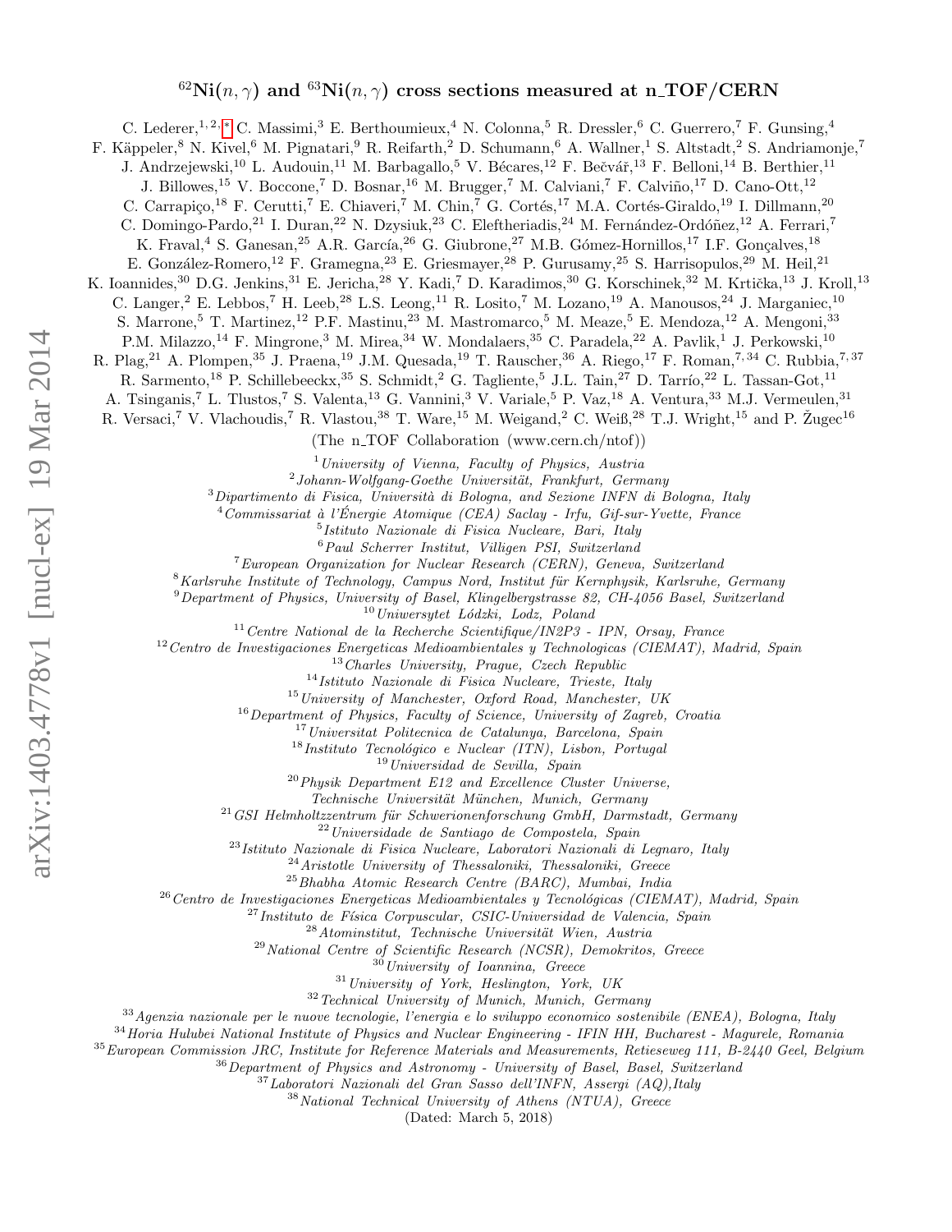# $^{62}$Ni$(n,\gamma)$ and $^{63}$Ni$(n,\gamma)$ cross sections measured at n_TOF/CERN

C. Lederer,[1,2,*] C. Massimi,[3] E. Berthoumieux,[4] N. Colonna,[5] R. Dressler,[6] C. Guerrero,[7] F. Gunsing,[4] F. Käppeler,[8] N. Kivel,[6] M. Pignatari,[9] R. Reifarth,[2] D. Schumann,[6] A. Wallner,[1] S. Altstadt,[2] S. Andriamonje,[7] J. Andrzejewski,[10] L. Audouin,[11] M. Barbagallo,[5] V. Bécares,[12] F. Bečvář,[13] F. Belloni,[14] B. Berthier,[11] J. Billowes,[15] V. Boccone,[7] D. Bosnar,[16] M. Brugger,[7] M. Calviani,[7] F. Calviño,[17] D. Cano-Ott,[12] C. Carrapiço,[18] F. Cerutti,[7] E. Chiaveri,[7] M. Chin,[7] G. Cortés,[17] M.A. Cortés-Giraldo,[19] I. Dillmann,[20] C. Domingo-Pardo,[21] I. Duran,[22] N. Dzysiuk,[23] C. Eleftheriadis,[24] M. Fernández-Ordóñez,[12] A. Ferrari,[7] K. Fraval,[4] S. Ganesan,[25] A.R. García,[26] G. Giubrone,[27] M.B. Gómez-Hornillos,[17] I.F. Gonçalves,[18] E. González-Romero,[12] F. Gramegna,[23] E. Griesmayer,[28] P. Gurusamy,[25] S. Harrisopulos,[29] M. Heil,[21] K. Ioannides,[30] D.G. Jenkins,[31] E. Jericha,[28] Y. Kadi,[7] D. Karadimos,[30] G. Korschinek,[32] M. Krtička,[13] J. Kroll,[13] C. Langer,[2] E. Lebbos,[7] H. Leeb,[28] L.S. Leong,[11] R. Losito,[7] M. Lozano,[19] A. Manousos,[24] J. Marganiec,[10] S. Marrone,[5] T. Martinez,[12] P.F. Mastinu,[23] M. Mastromarco,[5] M. Meaze,[5] E. Mendoza,[12] A. Mengoni,[33] P.M. Milazzo,[14] F. Mingrone,[3] M. Mirea,[34] W. Mondalaers,[35] C. Paradela,[22] A. Pavlik,[1] J. Perkowski,[10] R. Plag,[21] A. Plompen,[35] J. Praena,[19] J.M. Quesada,[19] T. Rauscher,[36] A. Riego,[17] F. Roman,[7,34] C. Rubbia,[7,37] R. Sarmento,[18] P. Schillebeeckx,[35] S. Schmidt,[2] G. Tagliente,[5] J.L. Tain,[27] D. Tarrío,[22] L. Tassan-Got,[11] A. Tsinganis,[7] L. Tlustos,[7] S. Valenta,[13] G. Vannini,[3] V. Variale,[5] P. Vaz,[18] A. Ventura,[33] M.J. Vermeulen,[31] R. Versaci,[7] V. Vlachoudis,[7] R. Vlastou,[38] T. Ware,[15] M. Weigand,[2] C. Weiß,[28] T.J. Wright,[15] and P. Žugec[16]

(The n_TOF Collaboration (www.cern.ch/ntof))

[1] *University of Vienna, Faculty of Physics, Austria*
[2] *Johann-Wolfgang-Goethe Universität, Frankfurt, Germany*
[3] *Dipartimento di Fisica, Università di Bologna, and Sezione INFN di Bologna, Italy*
[4] *Commissariat à l'Énergie Atomique (CEA) Saclay - Irfu, Gif-sur-Yvette, France*
[5] *Istituto Nazionale di Fisica Nucleare, Bari, Italy*
[6] *Paul Scherrer Institut, Villigen PSI, Switzerland*
[7] *European Organization for Nuclear Research (CERN), Geneva, Switzerland*
[8] *Karlsruhe Institute of Technology, Campus Nord, Institut für Kernphysik, Karlsruhe, Germany*
[9] *Department of Physics, University of Basel, Klingelbergstrasse 82, CH-4056 Basel, Switzerland*
[10] *Uniwersytet Łódzki, Lodz, Poland*
[11] *Centre National de la Recherche Scientifique/IN2P3 - IPN, Orsay, France*
[12] *Centro de Investigaciones Energeticas Medioambientales y Technologicas (CIEMAT), Madrid, Spain*
[13] *Charles University, Prague, Czech Republic*
[14] *Istituto Nazionale di Fisica Nucleare, Trieste, Italy*
[15] *University of Manchester, Oxford Road, Manchester, UK*
[16] *Department of Physics, Faculty of Science, University of Zagreb, Croatia*
[17] *Universitat Politecnica de Catalunya, Barcelona, Spain*
[18] *Instituto Tecnológico e Nuclear (ITN), Lisbon, Portugal*
[19] *Universidad de Sevilla, Spain*
[20] *Physik Department E12 and Excellence Cluster Universe, Technische Universität München, Munich, Germany*
[21] *GSI Helmholtzzentrum für Schwerionenforschung GmbH, Darmstadt, Germany*
[22] *Universidade de Santiago de Compostela, Spain*
[23] *Istituto Nazionale di Fisica Nucleare, Laboratori Nazionali di Legnaro, Italy*
[24] *Aristotle University of Thessaloniki, Thessaloniki, Greece*
[25] *Bhabha Atomic Research Centre (BARC), Mumbai, India*
[26] *Centro de Investigaciones Energeticas Medioambientales y Tecnológicas (CIEMAT), Madrid, Spain*
[27] *Instituto de Física Corpuscular, CSIC-Universidad de Valencia, Spain*
[28] *Atominstitut, Technische Universität Wien, Austria*
[29] *National Centre of Scientific Research (NCSR), Demokritos, Greece*
[30] *University of Ioannina, Greece*
[31] *University of York, Heslington, York, UK*
[32] *Technical University of Munich, Munich, Germany*
[33] *Agenzia nazionale per le nuove tecnologie, l'energia e lo sviluppo economico sostenibile (ENEA), Bologna, Italy*
[34] *Horia Hulubei National Institute of Physics and Nuclear Engineering - IFIN HH, Bucharest - Magurele, Romania*
[35] *European Commission JRC, Institute for Reference Materials and Measurements, Retieseweg 111, B-2440 Geel, Belgium*
[36] *Department of Physics and Astronomy - University of Basel, Basel, Switzerland*
[37] *Laboratori Nazionali del Gran Sasso dell'INFN, Assergi (AQ),Italy*
[38] *National Technical University of Athens (NTUA), Greece*

(Dated: March 5, 2018)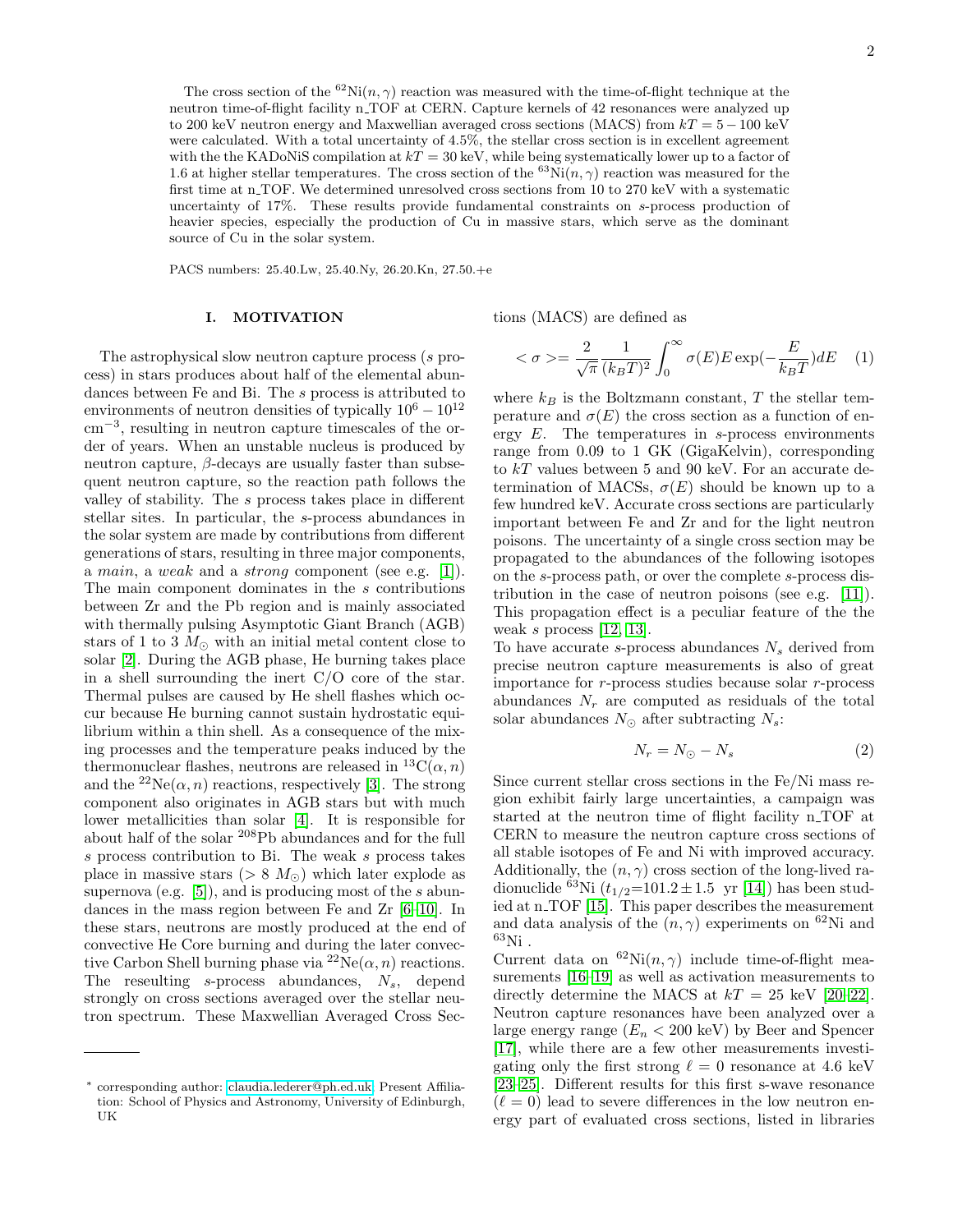The cross section of the $^{62}$Ni$(n, \gamma)$ reaction was measured with the time-of-flight technique at the neutron time-of-flight facility n_TOF at CERN. Capture kernels of 42 resonances were analyzed up to 200 keV neutron energy and Maxwellian averaged cross sections (MACS) from $kT = 5 - 100$ keV were calculated. With a total uncertainty of 4.5%, the stellar cross section is in excellent agreement with the the KADoNiS compilation at $kT = 30$ keV, while being systematically lower up to a factor of 1.6 at higher stellar temperatures. The cross section of the $^{63}$Ni$(n, \gamma)$ reaction was measured for the first time at n_TOF. We determined unresolved cross sections from 10 to 270 keV with a systematic uncertainty of 17%. These results provide fundamental constraints on *s*-process production of heavier species, especially the production of Cu in massive stars, which serve as the dominant source of Cu in the solar system.

PACS numbers: 25.40.Lw, 25.40.Ny, 26.20.Kn, 27.50.+e

## I. MOTIVATION

The astrophysical slow neutron capture process (*s* process) in stars produces about half of the elemental abundances between Fe and Bi. The *s* process is attributed to environments of neutron densities of typically $10^6 - 10^{12}$ cm$^{-3}$, resulting in neutron capture timescales of the order of years. When an unstable nucleus is produced by neutron capture, $\beta$-decays are usually faster than subsequent neutron capture, so the reaction path follows the valley of stability. The *s* process takes place in different stellar sites. In particular, the *s*-process abundances in the solar system are made by contributions from different generations of stars, resulting in three major components, a *main*, a *weak* and a *strong* component (see e.g. [1]). The main component dominates in the *s* contributions between Zr and the Pb region and is mainly associated with thermally pulsing Asymptotic Giant Branch (AGB) stars of 1 to 3 $M_\odot$ with an initial metal content close to solar [2]. During the AGB phase, He burning takes place in a shell surrounding the inert C/O core of the star. Thermal pulses are caused by He shell flashes which occur because He burning cannot sustain hydrostatic equilibrium within a thin shell. As a consequence of the mixing processes and the temperature peaks induced by the thermonuclear flashes, neutrons are released in $^{13}$C$(\alpha, n)$ and the $^{22}$Ne$(\alpha, n)$ reactions, respectively [3]. The strong component also originates in AGB stars but with much lower metallicities than solar [4]. It is responsible for about half of the solar $^{208}$Pb abundances and for the full *s* process contribution to Bi. The weak *s* process takes place in massive stars ($> 8\ M_\odot$) which later explode as supernova (e.g. [5]), and is producing most of the *s* abundances in the mass region between Fe and Zr [6–10]. In these stars, neutrons are mostly produced at the end of convective He Core burning and during the later convective Carbon Shell burning phase via $^{22}$Ne$(\alpha, n)$ reactions. The reseulting *s*-process abundances, $N_s$, depend strongly on cross sections averaged over the stellar neutron spectrum. These Maxwellian Averaged Cross Sections (MACS) are defined as

$$< \sigma >= \frac{2}{\sqrt{\pi}} \frac{1}{(k_B T)^2} \int_0^\infty \sigma(E) E \exp(-\frac{E}{k_B T}) dE \quad (1)$$

where $k_B$ is the Boltzmann constant, $T$ the stellar temperature and $\sigma(E)$ the cross section as a function of energy $E$. The temperatures in *s*-process environments range from 0.09 to 1 GK (GigaKelvin), corresponding to $kT$ values between 5 and 90 keV. For an accurate determination of MACSs, $\sigma(E)$ should be known up to a few hundred keV. Accurate cross sections are particularly important between Fe and Zr and for the light neutron poisons. The uncertainty of a single cross section may be propagated to the abundances of the following isotopes on the *s*-process path, or over the complete *s*-process distribution in the case of neutron poisons (see e.g. [11]). This propagation effect is a peculiar feature of the the weak *s* process [12, 13].

To have accurate *s*-process abundances $N_s$ derived from precise neutron capture measurements is also of great importance for *r*-process studies because solar *r*-process abundances $N_r$ are computed as residuals of the total solar abundances $N_\odot$ after subtracting $N_s$:

$$N_r = N_\odot - N_s \quad (2)$$

Since current stellar cross sections in the Fe/Ni mass region exhibit fairly large uncertainties, a campaign was started at the neutron time of flight facility n_TOF at CERN to measure the neutron capture cross sections of all stable isotopes of Fe and Ni with improved accuracy. Additionally, the $(n, \gamma)$ cross section of the long-lived radionuclide $^{63}$Ni ($t_{1/2}$=101.2 ± 1.5 yr [14]) has been studied at n_TOF [15]. This paper describes the measurement and data analysis of the $(n, \gamma)$ experiments on $^{62}$Ni and $^{63}$Ni .

Current data on $^{62}$Ni$(n, \gamma)$ include time-of-flight measurements [16–19] as well as activation measurements to directly determine the MACS at $kT = 25$ keV [20–22]. Neutron capture resonances have been analyzed over a large energy range ($E_n < 200$ keV) by Beer and Spencer [17], while there are a few other measurements investigating only the first strong $\ell = 0$ resonance at 4.6 keV [23–25]. Different results for this first s-wave resonance ($\ell = 0$) lead to severe differences in the low neutron energy part of evaluated cross sections, listed in libraries

---

\* corresponding author: claudia.lederer@ph.ed.uk; Present Affiliation: School of Physics and Astronomy, University of Edinburgh, UK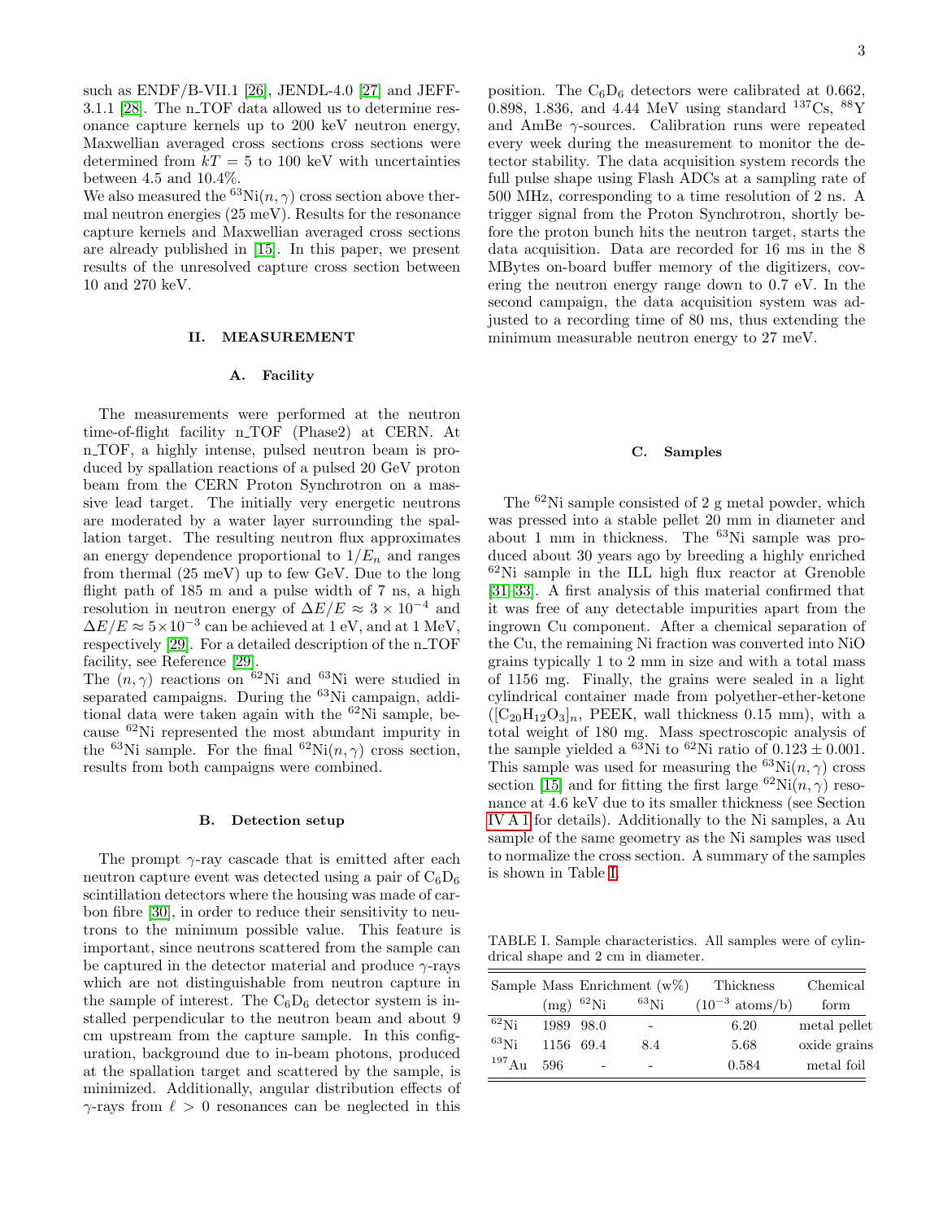such as ENDF/B-VII.1 [26], JENDL-4.0 [27] and JEFF-3.1.1 [28]. The n_TOF data allowed us to determine resonance capture kernels up to 200 keV neutron energy, Maxwellian averaged cross sections cross sections were determined from $kT = 5$ to 100 keV with uncertainties between 4.5 and 10.4%.
We also measured the $^{63}$Ni$(n,\gamma)$ cross section above thermal neutron energies (25 meV). Results for the resonance capture kernels and Maxwellian averaged cross sections are already published in [15]. In this paper, we present results of the unresolved capture cross section between 10 and 270 keV.

## II. MEASUREMENT

### A. Facility

The measurements were performed at the neutron time-of-flight facility n_TOF (Phase2) at CERN. At n_TOF, a highly intense, pulsed neutron beam is produced by spallation reactions of a pulsed 20 GeV proton beam from the CERN Proton Synchrotron on a massive lead target. The initially very energetic neutrons are moderated by a water layer surrounding the spallation target. The resulting neutron flux approximates an energy dependence proportional to $1/E_n$ and ranges from thermal (25 meV) up to few GeV. Due to the long flight path of 185 m and a pulse width of 7 ns, a high resolution in neutron energy of $\Delta E/E \approx 3 \times 10^{-4}$ and $\Delta E/E \approx 5 \times 10^{-3}$ can be achieved at 1 eV, and at 1 MeV, respectively [29]. For a detailed description of the n_TOF facility, see Reference [29].
The $(n,\gamma)$ reactions on $^{62}$Ni and $^{63}$Ni were studied in separated campaigns. During the $^{63}$Ni campaign, additional data were taken again with the $^{62}$Ni sample, because $^{62}$Ni represented the most abundant impurity in the $^{63}$Ni sample. For the final $^{62}$Ni$(n,\gamma)$ cross section, results from both campaigns were combined.

### B. Detection setup

The prompt $\gamma$-ray cascade that is emitted after each neutron capture event was detected using a pair of $C_6D_6$ scintillation detectors where the housing was made of carbon fibre [30], in order to reduce their sensitivity to neutrons to the minimum possible value. This feature is important, since neutrons scattered from the sample can be captured in the detector material and produce $\gamma$-rays which are not distinguishable from neutron capture in the sample of interest. The $C_6D_6$ detector system is installed perpendicular to the neutron beam and about 9 cm upstream from the capture sample. In this configuration, background due to in-beam photons, produced at the spallation target and scattered by the sample, is minimized. Additionally, angular distribution effects of $\gamma$-rays from $\ell > 0$ resonances can be neglected in this position. The $C_6D_6$ detectors were calibrated at 0.662, 0.898, 1.836, and 4.44 MeV using standard $^{137}$Cs, $^{88}$Y and AmBe $\gamma$-sources. Calibration runs were repeated every week during the measurement to monitor the detector stability. The data acquisition system records the full pulse shape using Flash ADCs at a sampling rate of 500 MHz, corresponding to a time resolution of 2 ns. A trigger signal from the Proton Synchrotron, shortly before the proton bunch hits the neutron target, starts the data acquisition. Data are recorded for 16 ms in the 8 MBytes on-board buffer memory of the digitizers, covering the neutron energy range down to 0.7 eV. In the second campaign, the data acquisition system was adjusted to a recording time of 80 ms, thus extending the minimum measurable neutron energy to 27 meV.

### C. Samples

The $^{62}$Ni sample consisted of 2 g metal powder, which was pressed into a stable pellet 20 mm in diameter and about 1 mm in thickness. The $^{63}$Ni sample was produced about 30 years ago by breeding a highly enriched $^{62}$Ni sample in the ILL high flux reactor at Grenoble [31–33]. A first analysis of this material confirmed that it was free of any detectable impurities apart from the ingrown Cu component. After a chemical separation of the Cu, the remaining Ni fraction was converted into NiO grains typically 1 to 2 mm in size and with a total mass of 1156 mg. Finally, the grains were sealed in a light cylindrical container made from polyether-ether-ketone ($[C_{20}H_{12}O_3]_n$, PEEK, wall thickness 0.15 mm), with a total weight of 180 mg. Mass spectroscopic analysis of the sample yielded a $^{63}$Ni to $^{62}$Ni ratio of $0.123 \pm 0.001$. This sample was used for measuring the $^{63}$Ni$(n,\gamma)$ cross section [15] and for fitting the first large $^{62}$Ni$(n,\gamma)$ resonance at 4.6 keV due to its smaller thickness (see Section IV A 1 for details). Additionally to the Ni samples, a Au sample of the same geometry as the Ni samples was used to normalize the cross section. A summary of the samples is shown in Table I.

TABLE I. Sample characteristics. All samples were of cylindrical shape and 2 cm in diameter.

| Sample | Mass (mg) | Enrichment (w%) $^{62}$Ni | $^{63}$Ni | Thickness ($10^{-3}$ atoms/b) | Chemical form |
|---|---|---|---|---|---|
| $^{62}$Ni | 1989 | 98.0 | - | 6.20 | metal pellet |
| $^{63}$Ni | 1156 | 69.4 | 8.4 | 5.68 | oxide grains |
| $^{197}$Au | 596 | - | - | 0.584 | metal foil |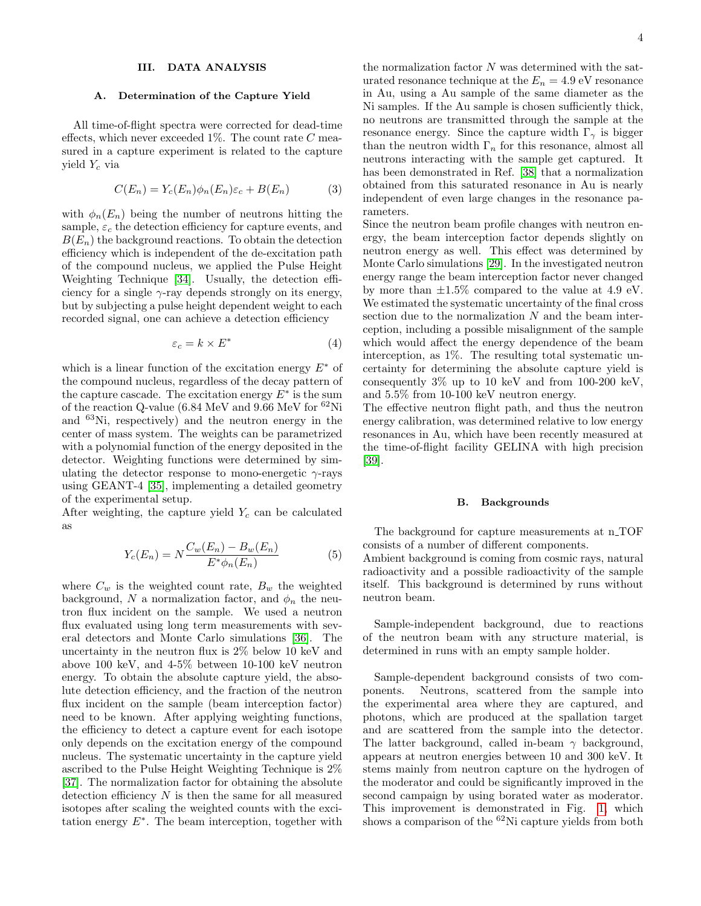## III. DATA ANALYSIS

### A. Determination of the Capture Yield

All time-of-flight spectra were corrected for dead-time effects, which never exceeded 1%. The count rate $C$ measured in a capture experiment is related to the capture yield $Y_c$ via

$$C(E_n) = Y_c(E_n)\phi_n(E_n)\varepsilon_c + B(E_n) \tag{3}$$

with $\phi_n(E_n)$ being the number of neutrons hitting the sample, $\varepsilon_c$ the detection efficiency for capture events, and $B(E_n)$ the background reactions. To obtain the detection efficiency which is independent of the de-excitation path of the compound nucleus, we applied the Pulse Height Weighting Technique [34]. Usually, the detection efficiency for a single $\gamma$-ray depends strongly on its energy, but by subjecting a pulse height dependent weight to each recorded signal, one can achieve a detection efficiency

$$\varepsilon_c = k \times E^* \tag{4}$$

which is a linear function of the excitation energy $E^*$ of the compound nucleus, regardless of the decay pattern of the capture cascade. The excitation energy $E^*$ is the sum of the reaction Q-value (6.84 MeV and 9.66 MeV for $^{62}$Ni and $^{63}$Ni, respectively) and the neutron energy in the center of mass system. The weights can be parametrized with a polynomial function of the energy deposited in the detector. Weighting functions were determined by simulating the detector response to mono-energetic $\gamma$-rays using GEANT-4 [35], implementing a detailed geometry of the experimental setup.

After weighting, the capture yield $Y_c$ can be calculated as

$$Y_c(E_n) = N \frac{C_w(E_n) - B_w(E_n)}{E^* \phi_n(E_n)} \tag{5}$$

where $C_w$ is the weighted count rate, $B_w$ the weighted background, $N$ a normalization factor, and $\phi_n$ the neutron flux incident on the sample. We used a neutron flux evaluated using long term measurements with several detectors and Monte Carlo simulations [36]. The uncertainty in the neutron flux is 2% below 10 keV and above 100 keV, and 4-5% between 10-100 keV neutron energy. To obtain the absolute capture yield, the absolute detection efficiency, and the fraction of the neutron flux incident on the sample (beam interception factor) need to be known. After applying weighting functions, the efficiency to detect a capture event for each isotope only depends on the excitation energy of the compound nucleus. The systematic uncertainty in the capture yield ascribed to the Pulse Height Weighting Technique is 2% [37]. The normalization factor for obtaining the absolute detection efficiency $N$ is then the same for all measured isotopes after scaling the weighted counts with the excitation energy $E^*$. The beam interception, together with the normalization factor $N$ was determined with the saturated resonance technique at the $E_n = 4.9$ eV resonance in Au, using a Au sample of the same diameter as the Ni samples. If the Au sample is chosen sufficiently thick, no neutrons are transmitted through the sample at the resonance energy. Since the capture width $\Gamma_\gamma$ is bigger than the neutron width $\Gamma_n$ for this resonance, almost all neutrons interacting with the sample get captured. It has been demonstrated in Ref. [38] that a normalization obtained from this saturated resonance in Au is nearly independent of even large changes in the resonance parameters.

Since the neutron beam profile changes with neutron energy, the beam interception factor depends slightly on neutron energy as well. This effect was determined by Monte Carlo simulations [29]. In the investigated neutron energy range the beam interception factor never changed by more than $\pm 1.5\%$ compared to the value at 4.9 eV. We estimated the systematic uncertainty of the final cross section due to the normalization $N$ and the beam interception, including a possible misalignment of the sample which would affect the energy dependence of the beam interception, as 1%. The resulting total systematic uncertainty for determining the absolute capture yield is consequently 3% up to 10 keV and from 100-200 keV, and 5.5% from 10-100 keV neutron energy.

The effective neutron flight path, and thus the neutron energy calibration, was determined relative to low energy resonances in Au, which have been recently measured at the time-of-flight facility GELINA with high precision [39].

### B. Backgrounds

The background for capture measurements at n_TOF consists of a number of different components.

Ambient background is coming from cosmic rays, natural radioactivity and a possible radioactivity of the sample itself. This background is determined by runs without neutron beam.

Sample-independent background, due to reactions of the neutron beam with any structure material, is determined in runs with an empty sample holder.

Sample-dependent background consists of two components. Neutrons, scattered from the sample into the experimental area where they are captured, and photons, which are produced at the spallation target and are scattered from the sample into the detector. The latter background, called in-beam $\gamma$ background, appears at neutron energies between 10 and 300 keV. It stems mainly from neutron capture on the hydrogen of the moderator and could be significantly improved in the second campaign by using borated water as moderator. This improvement is demonstrated in Fig. 1, which shows a comparison of the $^{62}$Ni capture yields from both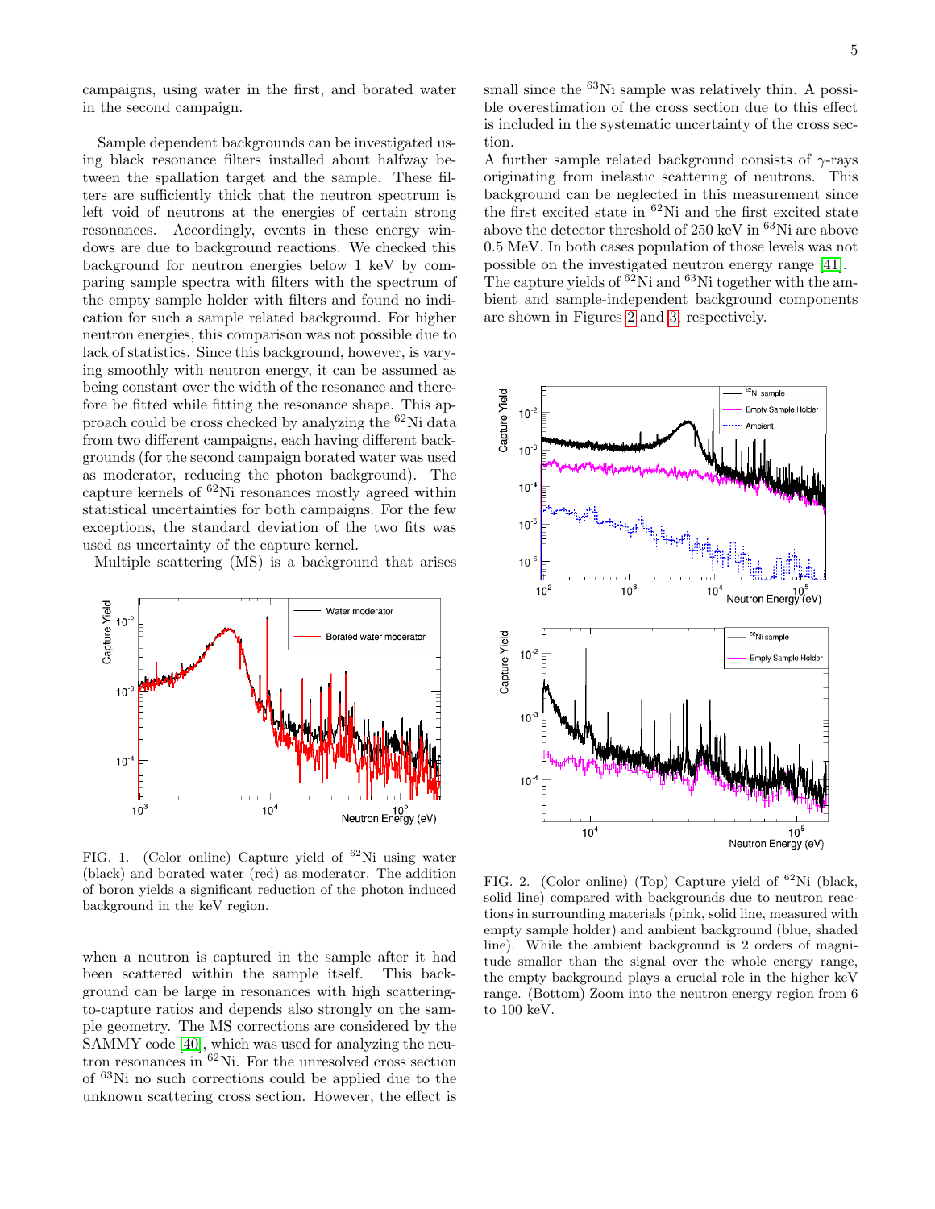campaigns, using water in the first, and borated water in the second campaign.

Sample dependent backgrounds can be investigated using black resonance filters installed about halfway between the spallation target and the sample. These filters are sufficiently thick that the neutron spectrum is left void of neutrons at the energies of certain strong resonances. Accordingly, events in these energy windows are due to background reactions. We checked this background for neutron energies below 1 keV by comparing sample spectra with filters with the spectrum of the empty sample holder with filters and found no indication for such a sample related background. For higher neutron energies, this comparison was not possible due to lack of statistics. Since this background, however, is varying smoothly with neutron energy, it can be assumed as being constant over the width of the resonance and therefore be fitted while fitting the resonance shape. This approach could be cross checked by analyzing the $^{62}$Ni data from two different campaigns, each having different backgrounds (for the second campaign borated water was used as moderator, reducing the photon background). The capture kernels of $^{62}$Ni resonances mostly agreed within statistical uncertainties for both campaigns. For the few exceptions, the standard deviation of the two fits was used as uncertainty of the capture kernel.

Multiple scattering (MS) is a background that arises when a neutron is captured in the sample after it had been scattered within the sample itself. This background can be large in resonances with high scattering-to-capture ratios and depends also strongly on the sample geometry. The MS corrections are considered by the SAMMY code [40], which was used for analyzing the neutron resonances in $^{62}$Ni. For the unresolved cross section of $^{63}$Ni no such corrections could be applied due to the unknown scattering cross section. However, the effect is small since the $^{63}$Ni sample was relatively thin. A possible overestimation of the cross section due to this effect is included in the systematic uncertainty of the cross section.

FIG. 1. (Color online) Capture yield of $^{62}$Ni using water (black) and borated water (red) as moderator. The addition of boron yields a significant reduction of the photon induced background in the keV region.

A further sample related background consists of $\gamma$-rays originating from inelastic scattering of neutrons. This background can be neglected in this measurement since the first excited state in $^{62}$Ni and the first excited state above the detector threshold of 250 keV in $^{63}$Ni are above 0.5 MeV. In both cases population of those levels was not possible on the investigated neutron energy range [41].
The capture yields of $^{62}$Ni and $^{63}$Ni together with the ambient and sample-independent background components are shown in Figures 2 and 3, respectively.

FIG. 2. (Color online) (Top) Capture yield of $^{62}$Ni (black, solid line) compared with backgrounds due to neutron reactions in surrounding materials (pink, solid line, measured with empty sample holder) and ambient background (blue, shaded line). While the ambient background is 2 orders of magnitude smaller than the signal over the whole energy range, the empty background plays a crucial role in the higher keV range. (Bottom) Zoom into the neutron energy region from 6 to 100 keV.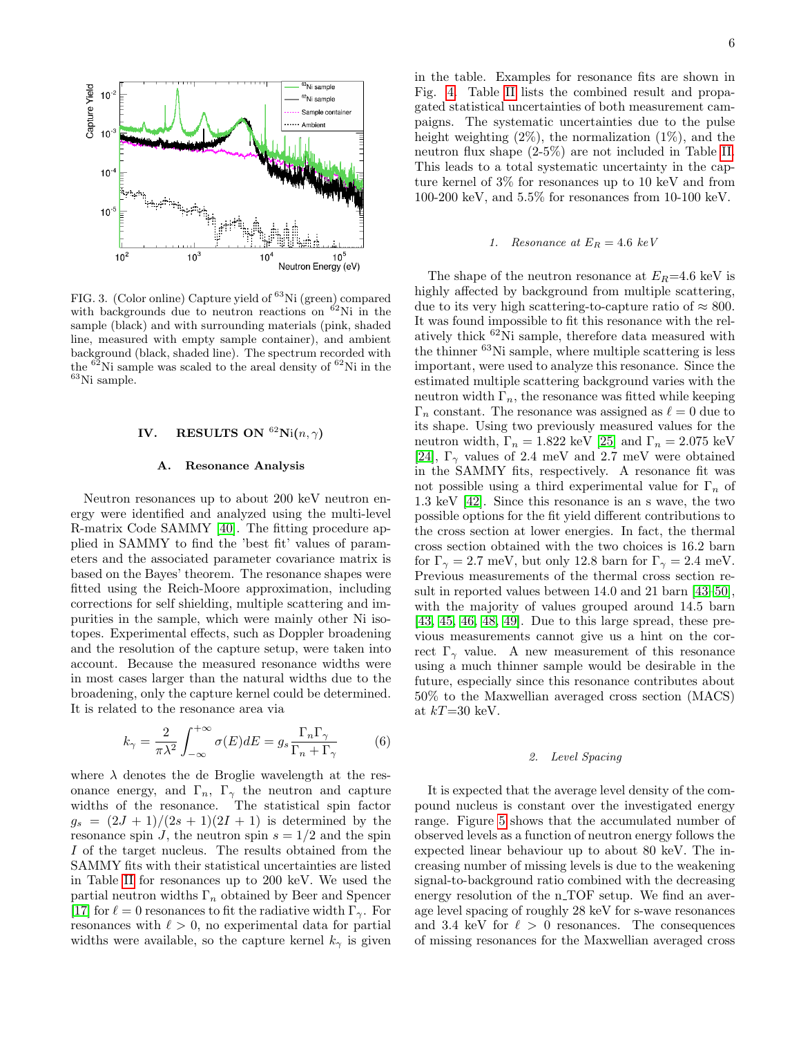FIG. 3. (Color online) Capture yield of $^{63}$Ni (green) compared with backgrounds due to neutron reactions on $^{62}$Ni in the sample (black) and with surrounding materials (pink, shaded line, measured with empty sample container), and ambient background (black, shaded line). The spectrum recorded with the $^{62}$Ni sample was scaled to the areal density of $^{62}$Ni in the $^{63}$Ni sample.

## IV. RESULTS ON $^{62}$Ni(n,γ)

### A. Resonance Analysis

Neutron resonances up to about 200 keV neutron energy were identified and analyzed using the multi-level R-matrix Code SAMMY [40]. The fitting procedure applied in SAMMY to find the 'best fit' values of parameters and the associated parameter covariance matrix is based on the Bayes' theorem. The resonance shapes were fitted using the Reich-Moore approximation, including corrections for self shielding, multiple scattering and impurities in the sample, which were mainly other Ni isotopes. Experimental effects, such as Doppler broadening and the resolution of the capture setup, were taken into account. Because the measured resonance widths were in most cases larger than the natural widths due to the broadening, only the capture kernel could be determined. It is related to the resonance area via

$$k_\gamma = \frac{2}{\pi\lambda^2}\int_{-\infty}^{+\infty}\sigma(E)dE = g_s\frac{\Gamma_n\Gamma_\gamma}{\Gamma_n+\Gamma_\gamma} \tag{6}$$

where $\lambda$ denotes the de Broglie wavelength at the resonance energy, and $\Gamma_n$, $\Gamma_\gamma$ the neutron and capture widths of the resonance. The statistical spin factor $g_s = (2J+1)/(2s+1)(2I+1)$ is determined by the resonance spin $J$, the neutron spin $s = 1/2$ and the spin $I$ of the target nucleus. The results obtained from the SAMMY fits with their statistical uncertainties are listed in Table II for resonances up to 200 keV. We used the partial neutron widths $\Gamma_n$ obtained by Beer and Spencer [17] for $\ell = 0$ resonances to fit the radiative width $\Gamma_\gamma$. For resonances with $\ell > 0$, no experimental data for partial widths were available, so the capture kernel $k_\gamma$ is given in the table. Examples for resonance fits are shown in Fig. 4. Table II lists the combined result and propagated statistical uncertainties of both measurement campaigns. The systematic uncertainties due to the pulse height weighting (2%), the normalization (1%), and the neutron flux shape (2-5%) are not included in Table II. This leads to a total systematic uncertainty in the capture kernel of 3% for resonances up to 10 keV and from 100-200 keV, and 5.5% for resonances from 10-100 keV.

#### 1. Resonance at $E_R = 4.6$ keV

The shape of the neutron resonance at $E_R$=4.6 keV is highly affected by background from multiple scattering, due to its very high scattering-to-capture ratio of ≈ 800. It was found impossible to fit this resonance with the relatively thick $^{62}$Ni sample, therefore data measured with the thinner $^{63}$Ni sample, where multiple scattering is less important, were used to analyze this resonance. Since the estimated multiple scattering background varies with the neutron width $\Gamma_n$, the resonance was fitted while keeping $\Gamma_n$ constant. The resonance was assigned as $\ell = 0$ due to its shape. Using two previously measured values for the neutron width, $\Gamma_n = 1.822$ keV [25] and $\Gamma_n = 2.075$ keV [24], $\Gamma_\gamma$ values of 2.4 meV and 2.7 meV were obtained in the SAMMY fits, respectively. A resonance fit was not possible using a third experimental value for $\Gamma_n$ of 1.3 keV [42]. Since this resonance is an s wave, the two possible options for the fit yield different contributions to the cross section at lower energies. In fact, the thermal cross section obtained with the two choices is 16.2 barn for $\Gamma_\gamma = 2.7$ meV, but only 12.8 barn for $\Gamma_\gamma = 2.4$ meV. Previous measurements of the thermal cross section result in reported values between 14.0 and 21 barn [43–50], with the majority of values grouped around 14.5 barn [43, 45, 46, 48, 49]. Due to this large spread, these previous measurements cannot give us a hint on the correct $\Gamma_\gamma$ value. A new measurement of this resonance using a much thinner sample would be desirable in the future, especially since this resonance contributes about 50% to the Maxwellian averaged cross section (MACS) at $kT$=30 keV.

#### 2. Level Spacing

It is expected that the average level density of the compound nucleus is constant over the investigated energy range. Figure 5 shows that the accumulated number of observed levels as a function of neutron energy follows the expected linear behaviour up to about 80 keV. The increasing number of missing levels is due to the weakening signal-to-background ratio combined with the decreasing energy resolution of the n_TOF setup. We find an average level spacing of roughly 28 keV for s-wave resonances and 3.4 keV for $\ell > 0$ resonances. The consequences of missing resonances for the Maxwellian averaged cross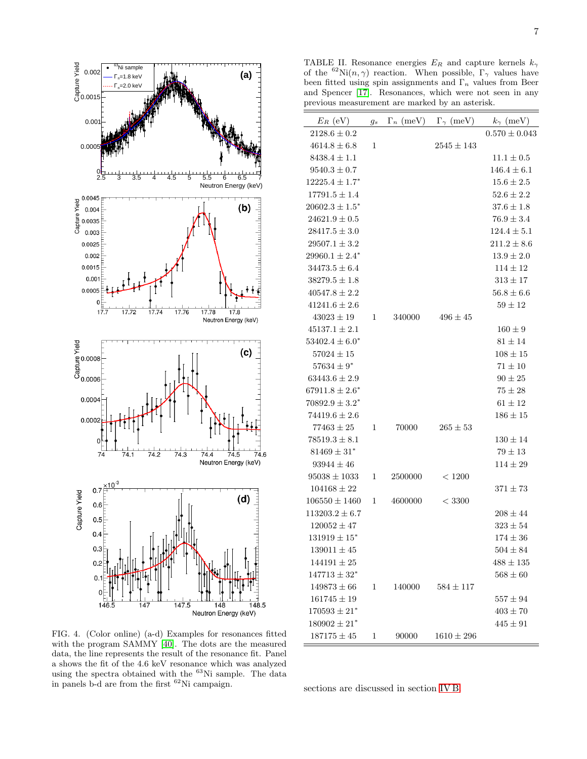FIG. 4. (Color online) (a-d) Examples for resonances fitted with the program SAMMY [40]. The dots are the measured data, the line represents the result of the resonance fit. Panel a shows the fit of the 4.6 keV resonance which was analyzed using the spectra obtained with the $^{63}$Ni sample. The data in panels b-d are from the first $^{62}$Ni campaign.

TABLE II. Resonance energies $E_R$ and capture kernels $k_\gamma$ of the $^{62}$Ni$(n,\gamma)$ reaction. When possible, $\Gamma_\gamma$ values have been fitted using spin assignments and $\Gamma_n$ values from Beer and Spencer [17]. Resonances, which were not seen in any previous measurement are marked by an asterisk.

| $E_R$ (eV) | $g_s$ | $\Gamma_n$ (meV) | $\Gamma_\gamma$ (meV) | $k_\gamma$ (meV) |
|---|---|---|---|---|
| $2128.6 \pm 0.2$ | | | | $0.570 \pm 0.043$ |
| $4614.8 \pm 6.8$ | 1 | | $2545 \pm 143$ | |
| $8438.4 \pm 1.1$ | | | | $11.1 \pm 0.5$ |
| $9540.3 \pm 0.7$ | | | | $146.4 \pm 6.1$ |
| $12225.4 \pm 1.7^*$ | | | | $15.6 \pm 2.5$ |
| $17791.5 \pm 1.4$ | | | | $52.6 \pm 2.2$ |
| $20602.3 \pm 1.5^*$ | | | | $37.6 \pm 1.8$ |
| $24621.9 \pm 0.5$ | | | | $76.9 \pm 3.4$ |
| $28417.5 \pm 3.0$ | | | | $124.4 \pm 5.1$ |
| $29507.1 \pm 3.2$ | | | | $211.2 \pm 8.6$ |
| $29960.1 \pm 2.4^*$ | | | | $13.9 \pm 2.0$ |
| $34473.5 \pm 6.4$ | | | | $114 \pm 12$ |
| $38279.5 \pm 1.8$ | | | | $313 \pm 17$ |
| $40547.8 \pm 2.2$ | | | | $56.8 \pm 6.6$ |
| $41241.6 \pm 2.6$ | | | | $59 \pm 12$ |
| $43023 \pm 19$ | 1 | 340000 | $496 \pm 45$ | |
| $45137.1 \pm 2.1$ | | | | $160 \pm 9$ |
| $53402.4 \pm 6.0^*$ | | | | $81 \pm 14$ |
| $57024 \pm 15$ | | | | $108 \pm 15$ |
| $57634 \pm 9^*$ | | | | $71 \pm 10$ |
| $63443.6 \pm 2.9$ | | | | $90 \pm 25$ |
| $67911.8 \pm 2.6^*$ | | | | $75 \pm 28$ |
| $70892.9 \pm 3.2^*$ | | | | $61 \pm 12$ |
| $74419.6 \pm 2.6$ | | | | $186 \pm 15$ |
| $77463 \pm 25$ | 1 | 70000 | $265 \pm 53$ | |
| $78519.3 \pm 8.1$ | | | | $130 \pm 14$ |
| $81469 \pm 31^*$ | | | | $79 \pm 13$ |
| $93944 \pm 46$ | | | | $114 \pm 29$ |
| $95038 \pm 1033$ | 1 | 2500000 | $< 1200$ | |
| $104168 \pm 22$ | | | | $371 \pm 73$ |
| $106550 \pm 1460$ | 1 | 4600000 | $< 3300$ | |
| $113203.2 \pm 6.7$ | | | | $208 \pm 44$ |
| $120052 \pm 47$ | | | | $323 \pm 54$ |
| $131919 \pm 15^*$ | | | | $174 \pm 36$ |
| $139011 \pm 45$ | | | | $504 \pm 84$ |
| $144191 \pm 25$ | | | | $488 \pm 135$ |
| $147713 \pm 32^*$ | | | | $568 \pm 60$ |
| $149873 \pm 66$ | 1 | 140000 | $584 \pm 117$ | |
| $161745 \pm 19$ | | | | $557 \pm 94$ |
| $170593 \pm 21^*$ | | | | $403 \pm 70$ |
| $180902 \pm 21^*$ | | | | $445 \pm 91$ |
| $187175 \pm 45$ | 1 | 90000 | $1610 \pm 296$ | |

sections are discussed in section IV B.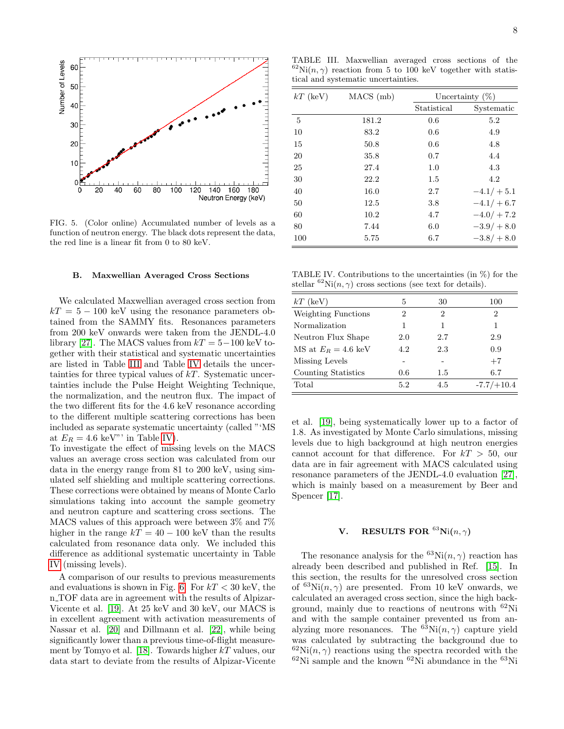FIG. 5. (Color online) Accumulated number of levels as a function of neutron energy. The black dots represent the data, the red line is a linear fit from 0 to 80 keV.

### B. Maxwellian Averaged Cross Sections

We calculated Maxwellian averaged cross section from $kT = 5 - 100$ keV using the resonance parameters obtained from the SAMMY fits. Resonances parameters from 200 keV onwards were taken from the JENDL-4.0 library [27]. The MACS values from $kT = 5-100$ keV together with their statistical and systematic uncertainties are listed in Table III and Table IV details the uncertainties for three typical values of $kT$. Systematic uncertainties include the Pulse Height Weighting Technique, the normalization, and the neutron flux. The impact of the two different fits for the 4.6 keV resonance according to the different multiple scattering corrections has been included as separate systematic uncertainty (called "'MS at $E_R = 4.6$ keV"' in Table IV).
To investigate the effect of missing levels on the MACS values an average cross section was calculated from our data in the energy range from 81 to 200 keV, using simulated self shielding and multiple scattering corrections. These corrections were obtained by means of Monte Carlo simulations taking into account the sample geometry and neutron capture and scattering cross sections. The MACS values of this approach were between 3% and 7% higher in the range $kT = 40 - 100$ keV than the results calculated from resonance data only. We included this difference as additional systematic uncertainty in Table IV (missing levels).

A comparison of our results to previous measurements and evaluations is shown in Fig. 6. For $kT < 30$ keV, the n_TOF data are in agreement with the results of Alpizar-Vicente et al. [19]. At 25 keV and 30 keV, our MACS is in excellent agreement with activation measurements of Nassar et al. [20] and Dillmann et al. [22], while being significantly lower than a previous time-of-flight measurement by Tomyo et al. [18]. Towards higher $kT$ values, our data start to deviate from the results of Alpizar-Vicente et al. [19], being systematically lower up to a factor of 1.8. As investigated by Monte Carlo simulations, missing levels due to high background at high neutron energies cannot account for that difference. For $kT > 50$, our data are in fair agreement with MACS calculated using resonance parameters of the JENDL-4.0 evaluation [27], which is mainly based on a measurement by Beer and Spencer [17].

TABLE III. Maxwellian averaged cross sections of the $^{62}$Ni$(n,\gamma)$ reaction from 5 to 100 keV together with statistical and systematic uncertainties.

| $kT$ (keV) | MACS (mb) | Uncertainty (%) | |
|---|---|---|---|
| | | Statistical | Systematic |
| 5 | 181.2 | 0.6 | 5.2 |
| 10 | 83.2 | 0.6 | 4.9 |
| 15 | 50.8 | 0.6 | 4.8 |
| 20 | 35.8 | 0.7 | 4.4 |
| 25 | 27.4 | 1.0 | 4.3 |
| 30 | 22.2 | 1.5 | 4.2 |
| 40 | 16.0 | 2.7 | $-4.1/+5.1$ |
| 50 | 12.5 | 3.8 | $-4.1/+6.7$ |
| 60 | 10.2 | 4.7 | $-4.0/+7.2$ |
| 80 | 7.44 | 6.0 | $-3.9/+8.0$ |
| 100 | 5.75 | 6.7 | $-3.8/+8.0$ |

TABLE IV. Contributions to the uncertainties (in %) for the stellar $^{62}$Ni$(n,\gamma)$ cross sections (see text for details).

| $kT$ (keV) | 5 | 30 | 100 |
|---|---|---|---|
| Weighting Functions | 2 | 2 | 2 |
| Normalization | 1 | 1 | 1 |
| Neutron Flux Shape | 2.0 | 2.7 | 2.9 |
| MS at $E_R = 4.6$ keV | 4.2 | 2.3 | 0.9 |
| Missing Levels | - | - | +7 |
| Counting Statistics | 0.6 | 1.5 | 6.7 |
| Total | 5.2 | 4.5 | -7.7/+10.4 |

## V. RESULTS FOR $^{63}$Ni$(n,\gamma)$

The resonance analysis for the $^{63}$Ni$(n,\gamma)$ reaction has already been described and published in Ref. [15]. In this section, the results for the unresolved cross section of $^{63}$Ni$(n,\gamma)$ are presented. From 10 keV onwards, we calculated an averaged cross section, since the high background, mainly due to reactions of neutrons with $^{62}$Ni and with the sample container prevented us from analyzing more resonances. The $^{63}$Ni$(n,\gamma)$ capture yield was calculated by subtracting the background due to $^{62}$Ni$(n,\gamma)$ reactions using the spectra recorded with the $^{62}$Ni sample and the known $^{62}$Ni abundance in the $^{63}$Ni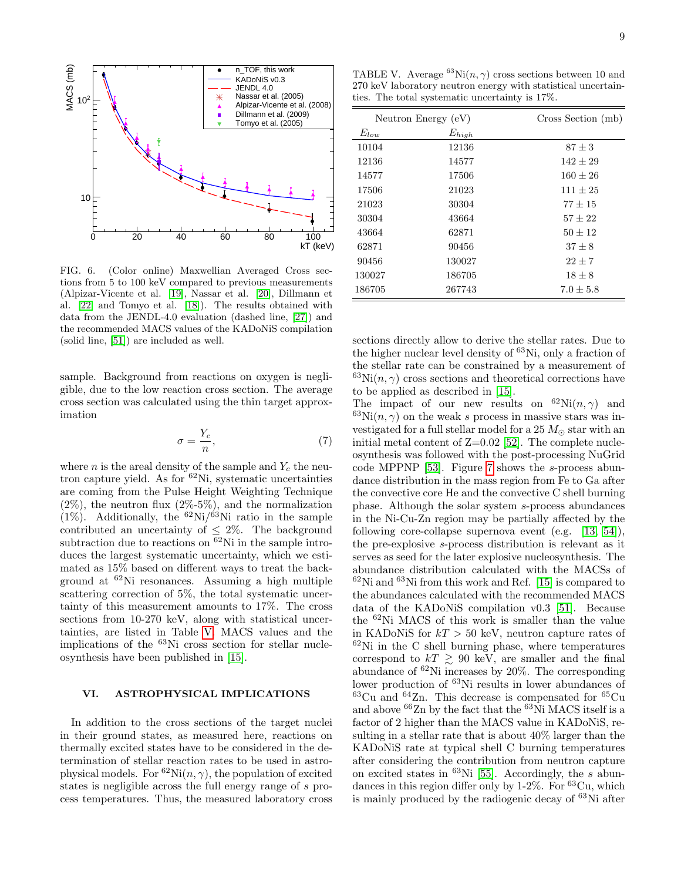FIG. 6. (Color online) Maxwellian Averaged Cross sections from 5 to 100 keV compared to previous measurements (Alpizar-Vicente et al. [19], Nassar et al. [20], Dillmann et al. [22] and Tomyo et al. [18]). The results obtained with data from the JENDL-4.0 evaluation (dashed line, [27]) and the recommended MACS values of the KADoNiS compilation (solid line, [51]) are included as well.

sample. Background from reactions on oxygen is negligible, due to the low reaction cross section. The average cross section was calculated using the thin target approximation

$$\sigma = \frac{Y_c}{n}, \tag{7}$$

where $n$ is the areal density of the sample and $Y_c$ the neutron capture yield. As for $^{62}$Ni, systematic uncertainties are coming from the Pulse Height Weighting Technique (2%), the neutron flux (2%-5%), and the normalization (1%). Additionally, the $^{62}$Ni/$^{63}$Ni ratio in the sample contributed an uncertainty of $\leq$ 2%. The background subtraction due to reactions on $^{62}$Ni in the sample introduces the largest systematic uncertainty, which we estimated as 15% based on different ways to treat the background at $^{62}$Ni resonances. Assuming a high multiple scattering correction of 5%, the total systematic uncertainty of this measurement amounts to 17%. The cross sections from 10-270 keV, along with statistical uncertainties, are listed in Table V. MACS values and the implications of the $^{63}$Ni cross section for stellar nucleosynthesis have been published in [15].

TABLE V. Average $^{63}$Ni$(n,\gamma)$ cross sections between 10 and 270 keV laboratory neutron energy with statistical uncertainties. The total systematic uncertainty is 17%.

| Neutron Energy (eV) | | Cross Section (mb) |
|---|---|---|
| $E_{low}$ | $E_{high}$ | |
| 10104 | 12136 | $87 \pm 3$ |
| 12136 | 14577 | $142 \pm 29$ |
| 14577 | 17506 | $160 \pm 26$ |
| 17506 | 21023 | $111 \pm 25$ |
| 21023 | 30304 | $77 \pm 15$ |
| 30304 | 43664 | $57 \pm 22$ |
| 43664 | 62871 | $50 \pm 12$ |
| 62871 | 90456 | $37 \pm 8$ |
| 90456 | 130027 | $22 \pm 7$ |
| 130027 | 186705 | $18 \pm 8$ |
| 186705 | 267743 | $7.0 \pm 5.8$ |

## VI. ASTROPHYSICAL IMPLICATIONS

In addition to the cross sections of the target nuclei in their ground states, as measured here, reactions on thermally excited states have to be considered in the determination of stellar reaction rates to be used in astrophysical models. For $^{62}$Ni$(n,\gamma)$, the population of excited states is negligible across the full energy range of $s$ process temperatures. Thus, the measured laboratory cross sections directly allow to derive the stellar rates. Due to the higher nuclear level density of $^{63}$Ni, only a fraction of the stellar rate can be constrained by a measurement of $^{63}$Ni$(n,\gamma)$ cross sections and theoretical corrections have to be applied as described in [15].

The impact of our new results on $^{62}$Ni$(n,\gamma)$ and $^{63}$Ni$(n,\gamma)$ on the weak $s$ process in massive stars was investigated for a full stellar model for a 25 $M_{\odot}$ star with an initial metal content of Z=0.02 [52]. The complete nucleosynthesis was followed with the post-processing NuGrid code MPPNP [53]. Figure 7 shows the $s$-process abundance distribution in the mass region from Fe to Ga after the convective core He and the convective C shell burning phase. Although the solar system $s$-process abundances in the Ni-Cu-Zn region may be partially affected by the following core-collapse supernova event (e.g. [13, 54]), the pre-explosive $s$-process distribution is relevant as it serves as seed for the later explosive nucleosynthesis. The abundance distribution calculated with the MACSs of $^{62}$Ni and $^{63}$Ni from this work and Ref. [15] is compared to the abundances calculated with the recommended MACS data of the KADoNiS compilation v0.3 [51]. Because the $^{62}$Ni MACS of this work is smaller than the value in KADoNiS for $kT > 50$ keV, neutron capture rates of $^{62}$Ni in the C shell burning phase, where temperatures correspond to $kT \gtrsim 90$ keV, are smaller and the final abundance of $^{62}$Ni increases by 20%. The corresponding lower production of $^{63}$Ni results in lower abundances of $^{63}$Cu and $^{64}$Zn. This decrease is compensated for $^{65}$Cu and above $^{66}$Zn by the fact that the $^{63}$Ni MACS itself is a factor of 2 higher than the MACS value in KADoNiS, resulting in a stellar rate that is about 40% larger than the KADoNiS rate at typical shell C burning temperatures after considering the contribution from neutron capture on excited states in $^{63}$Ni [55]. Accordingly, the $s$ abundances in this region differ only by 1-2%. For $^{63}$Cu, which is mainly produced by the radiogenic decay of $^{63}$Ni after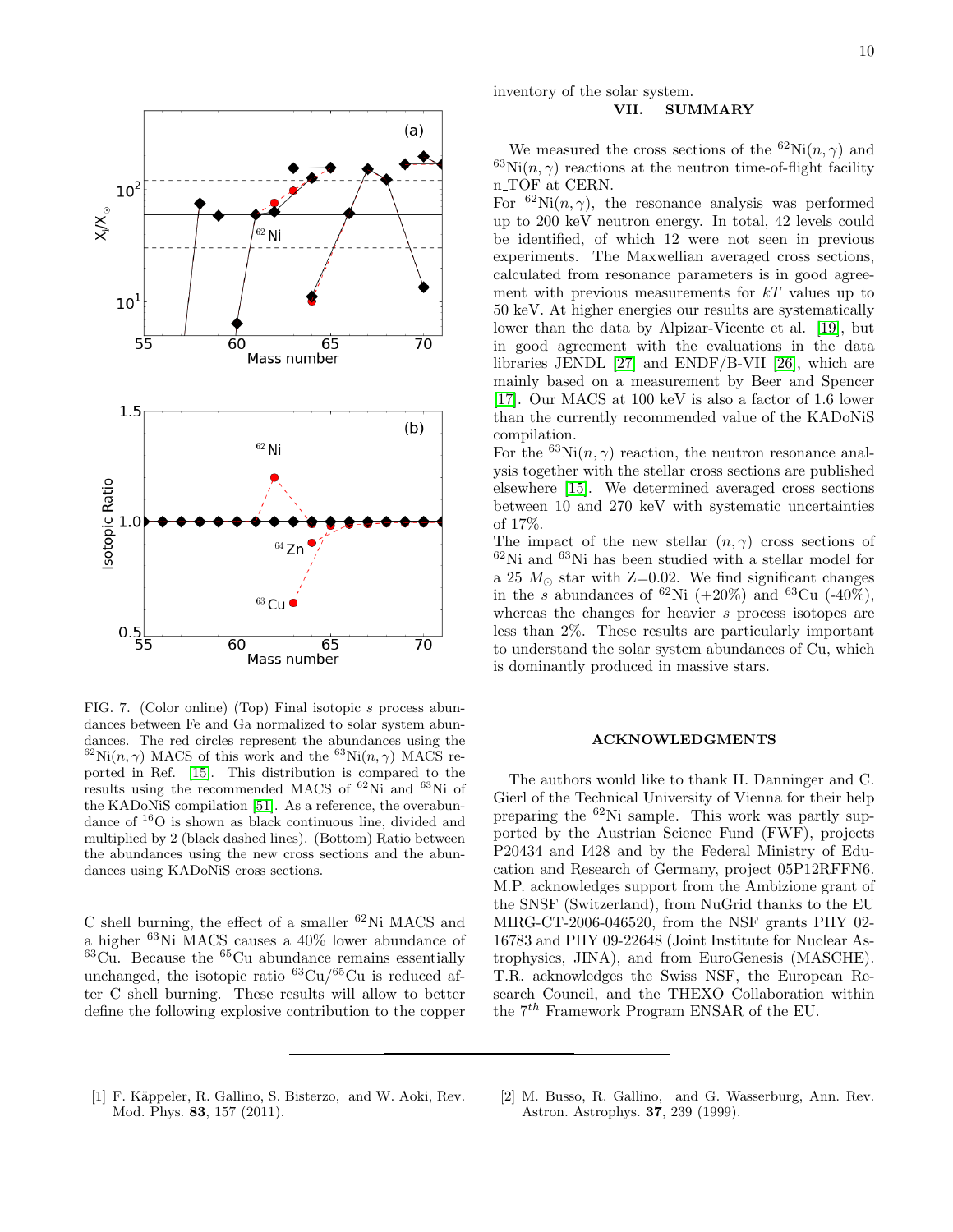FIG. 7. (Color online) (Top) Final isotopic $s$ process abundances between Fe and Ga normalized to solar system abundances. The red circles represent the abundances using the $^{62}$Ni$(n,\gamma)$ MACS of this work and the $^{63}$Ni$(n,\gamma)$ MACS reported in Ref. [15]. This distribution is compared to the results using the recommended MACS of $^{62}$Ni and $^{63}$Ni of the KADoNiS compilation [51]. As a reference, the overabundance of $^{16}$O is shown as black continuous line, divided and multiplied by 2 (black dashed lines). (Bottom) Ratio between the abundances using the new cross sections and the abundances using KADoNiS cross sections.

C shell burning, the effect of a smaller $^{62}$Ni MACS and a higher $^{63}$Ni MACS causes a 40% lower abundance of $^{63}$Cu. Because the $^{65}$Cu abundance remains essentially unchanged, the isotopic ratio $^{63}$Cu/$^{65}$Cu is reduced after C shell burning. These results will allow to better define the following explosive contribution to the copper inventory of the solar system.

## VII. SUMMARY

We measured the cross sections of the $^{62}$Ni$(n,\gamma)$ and $^{63}$Ni$(n,\gamma)$ reactions at the neutron time-of-flight facility n_TOF at CERN.

For $^{62}$Ni$(n,\gamma)$, the resonance analysis was performed up to 200 keV neutron energy. In total, 42 levels could be identified, of which 12 were not seen in previous experiments. The Maxwellian averaged cross sections, calculated from resonance parameters is in good agreement with previous measurements for $kT$ values up to 50 keV. At higher energies our results are systematically lower than the data by Alpizar-Vicente et al. [19], but in good agreement with the evaluations in the data libraries JENDL [27] and ENDF/B-VII [26], which are mainly based on a measurement by Beer and Spencer [17]. Our MACS at 100 keV is also a factor of 1.6 lower than the currently recommended value of the KADoNiS compilation.

For the $^{63}$Ni$(n,\gamma)$ reaction, the neutron resonance analysis together with the stellar cross sections are published elsewhere [15]. We determined averaged cross sections between 10 and 270 keV with systematic uncertainties of 17%.

The impact of the new stellar $(n,\gamma)$ cross sections of $^{62}$Ni and $^{63}$Ni has been studied with a stellar model for a 25 $M_\odot$ star with Z=0.02. We find significant changes in the $s$ abundances of $^{62}$Ni (+20%) and $^{63}$Cu (-40%), whereas the changes for heavier $s$ process isotopes are less than 2%. These results are particularly important to understand the solar system abundances of Cu, which is dominantly produced in massive stars.

## ACKNOWLEDGMENTS

The authors would like to thank H. Danninger and C. Gierl of the Technical University of Vienna for their help preparing the $^{62}$Ni sample. This work was partly supported by the Austrian Science Fund (FWF), projects P20434 and I428 and by the Federal Ministry of Education and Research of Germany, project 05P12RFFN6. M.P. acknowledges support from the Ambizione grant of the SNSF (Switzerland), from NuGrid thanks to the EU MIRG-CT-2006-046520, from the NSF grants PHY 02-16783 and PHY 09-22648 (Joint Institute for Nuclear Astrophysics, JINA), and from EuroGenesis (MASCHE). T.R. acknowledges the Swiss NSF, the European Research Council, and the THEXO Collaboration within the 7$^{th}$ Framework Program ENSAR of the EU.

---

[1] F. Käppeler, R. Gallino, S. Bisterzo, and W. Aoki, Rev. Mod. Phys. **83**, 157 (2011).

[2] M. Busso, R. Gallino, and G. Wasserburg, Ann. Rev. Astron. Astrophys. **37**, 239 (1999).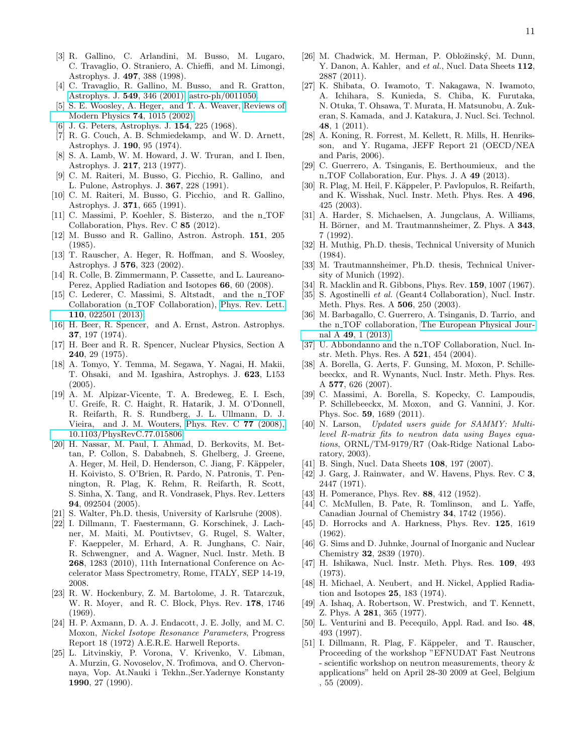[3] R. Gallino, C. Arlandini, M. Busso, M. Lugaro, C. Travaglio, O. Straniero, A. Chieffi, and M. Limongi, Astrophys. J. **497**, 388 (1998).

[4] C. Travaglio, R. Gallino, M. Busso, and R. Gratton, Astrophys. J. **549**, 346 (2001), astro-ph/0011050.

[5] S. E. Woosley, A. Heger, and T. A. Weaver, Reviews of Modern Physics **74**, 1015 (2002).

[6] J. G. Peters, Astrophys. J. **154**, 225 (1968).

[7] R. G. Couch, A. B. Schmiedekamp, and W. D. Arnett, Astrophys. J. **190**, 95 (1974).

[8] S. A. Lamb, W. M. Howard, J. W. Truran, and I. Iben, Astrophys. J. **217**, 213 (1977).

[9] C. M. Raiteri, M. Busso, G. Picchio, R. Gallino, and L. Pulone, Astrophys. J. **367**, 228 (1991).

[10] C. M. Raiteri, M. Busso, G. Picchio, and R. Gallino, Astrophys. J. **371**, 665 (1991).

[11] C. Massimi, P. Koehler, S. Bisterzo, and the n_TOF Collaboration, Phys. Rev. C **85** (2012).

[12] M. Busso and R. Gallino, Astron. Astroph. **151**, 205 (1985).

[13] T. Rauscher, A. Heger, R. Hoffman, and S. Woosley, Astrophys. J **576**, 323 (2002).

[14] R. Colle, B. Zimmermann, P. Cassette, and L. Laureano-Perez, Applied Radiation and Isotopes **66**, 60 (2008).

[15] C. Lederer, C. Massimi, S. Altstadt, and the n_TOF Collaboration (n_TOF Collaboration), Phys. Rev. Lett. **110**, 022501 (2013).

[16] H. Beer, R. Spencer, and A. Ernst, Astron. Astrophys. **37**, 197 (1974).

[17] H. Beer and R. R. Spencer, Nuclear Physics, Section A **240**, 29 (1975).

[18] A. Tomyo, Y. Temma, M. Segawa, Y. Nagai, H. Makii, T. Ohsaki, and M. Igashira, Astrophys. J. **623**, L153 (2005).

[19] A. M. Alpizar-Vicente, T. A. Bredeweg, E. I. Esch, U. Greife, R. C. Haight, R. Hatarik, J. M. O'Donnell, R. Reifarth, R. S. Rundberg, J. L. Ullmann, D. J. Vieira, and J. M. Wouters, Phys. Rev. C **77** (2008), 10.1103/PhysRevC.77.015806.

[20] H. Nassar, M. Paul, I. Ahmad, D. Berkovits, M. Bettan, P. Collon, S. Dababneh, S. Ghelberg, J. Greene, A. Heger, M. Heil, D. Henderson, C. Jiang, F. Käppeler, H. Koivisto, S. O'Brien, R. Pardo, N. Patronis, T. Pennington, R. Plag, K. Rehm, R. Reifarth, R. Scott, S. Sinha, X. Tang, and R. Vondrasek, Phys. Rev. Letters **94**, 092504 (2005).

[21] S. Walter, Ph.D. thesis, University of Karlsruhe (2008).

[22] I. Dillmann, T. Faestermann, G. Korschinek, J. Lachner, M. Maiti, M. Poutivtsev, G. Rugel, S. Walter, F. Kaeppeler, M. Erhard, A. R. Junghans, C. Nair, R. Schwengner, and A. Wagner, Nucl. Instr. Meth. B **268**, 1283 (2010), 11th International Conference on Accelerator Mass Spectrometry, Rome, ITALY, SEP 14-19, 2008.

[23] R. W. Hockenbury, Z. M. Bartolome, J. R. Tatarczuk, W. R. Moyer, and R. C. Block, Phys. Rev. **178**, 1746 (1969).

[24] H. P. Axmann, D. A. J. Endacott, J. E. Jolly, and M. C. Moxon, *Nickel Isotope Resonance Parameters*, Progress Report 18 (1972) A.E.R.E. Harwell Reports.

[25] L. Litvinskiy, P. Vorona, V. Krivenko, V. Libman, A. Murzin, G. Novoselov, N. Trofimova, and O. Chervonnaya, Vop. At.Nauki i Tekhn.,Ser.Yadernye Konstanty **1990**, 27 (1990).

[26] M. Chadwick, M. Herman, P. Obložinský, M. Dunn, Y. Danon, A. Kahler, and *et al.*, Nucl. Data Sheets **112**, 2887 (2011).

[27] K. Shibata, O. Iwamoto, T. Nakagawa, N. Iwamoto, A. Ichihara, S. Kunieda, S. Chiba, K. Furutaka, N. Otuka, T. Ohsawa, T. Murata, H. Matsunobu, A. Zukeran, S. Kamada, and J. Katakura, J. Nucl. Sci. Technol. **48**, 1 (2011).

[28] A. Koning, R. Forrest, M. Kellett, R. Mills, H. Henriksson, and Y. Rugama, JEFF Report 21 (OECD/NEA and Paris, 2006).

[29] C. Guerrero, A. Tsinganis, E. Berthoumieux, and the n_TOF Collaboration, Eur. Phys. J. A **49** (2013).

[30] R. Plag, M. Heil, F. Käppeler, P. Pavlopulos, R. Reifarth, and K. Wisshak, Nucl. Instr. Meth. Phys. Res. A **496**, 425 (2003).

[31] A. Harder, S. Michaelsen, A. Jungclaus, A. Williams, H. Börner, and M. Trautmannsheimer, Z. Phys. A **343**, 7 (1992).

[32] H. Muthig, Ph.D. thesis, Technical University of Munich (1984).

[33] M. Trautmannsheimer, Ph.D. thesis, Technical University of Munich (1992).

[34] R. Macklin and R. Gibbons, Phys. Rev. **159**, 1007 (1967).

[35] S. Agostinelli *et al.* (Geant4 Collaboration), Nucl. Instr. Meth. Phys. Res. A **506**, 250 (2003).

[36] M. Barbagallo, C. Guerrero, A. Tsinganis, D. Tarrio, and the n_TOF collaboration, The European Physical Journal A **49**, 1 (2013).

[37] U. Abbondanno and the n_TOF Collaboration, Nucl. Instr. Meth. Phys. Res. A **521**, 454 (2004).

[38] A. Borella, G. Aerts, F. Gunsing, M. Moxon, P. Schillebeeckx, and R. Wynants, Nucl. Instr. Meth. Phys. Res. A **577**, 626 (2007).

[39] C. Massimi, A. Borella, S. Kopecky, C. Lampoudis, P. Schillebeeckx, M. Moxon, and G. Vannini, J. Kor. Phys. Soc. **59**, 1689 (2011).

[40] N. Larson, *Updated users guide for SAMMY: Multilevel R-matrix fits to neutron data using Bayes equations*, ORNL/TM-9179/R7 (Oak-Ridge National Laboratory, 2003).

[41] B. Singh, Nucl. Data Sheets **108**, 197 (2007).

[42] J. Garg, J. Rainwater, and W. Havens, Phys. Rev. C **3**, 2447 (1971).

[43] H. Pomerance, Phys. Rev. **88**, 412 (1952).

[44] C. McMullen, B. Pate, R. Tomlinson, and L. Yaffe, Canadian Journal of Chemistry **34**, 1742 (1956).

[45] D. Horrocks and A. Harkness, Phys. Rev. **125**, 1619 (1962).

[46] G. Sims and D. Juhnke, Journal of Inorganic and Nuclear Chemistry **32**, 2839 (1970).

[47] H. Ishikawa, Nucl. Instr. Meth. Phys. Res. **109**, 493 (1973).

[48] H. Michael, A. Neubert, and H. Nickel, Applied Radiation and Isotopes **25**, 183 (1974).

[49] A. Ishaq, A. Robertson, W. Prestwich, and T. Kennett, Z. Phys. A **281**, 365 (1977).

[50] L. Venturini and B. Pecequilo, Appl. Rad. and Iso. **48**, 493 (1997).

[51] I. Dillmann, R. Plag, F. Käppeler, and T. Rauscher, Proceeding of the workshop "EFNUDAT Fast Neutrons - scientific workshop on neutron measurements, theory & applications" held on April 28-30 2009 at Geel, Belgium , 55 (2009).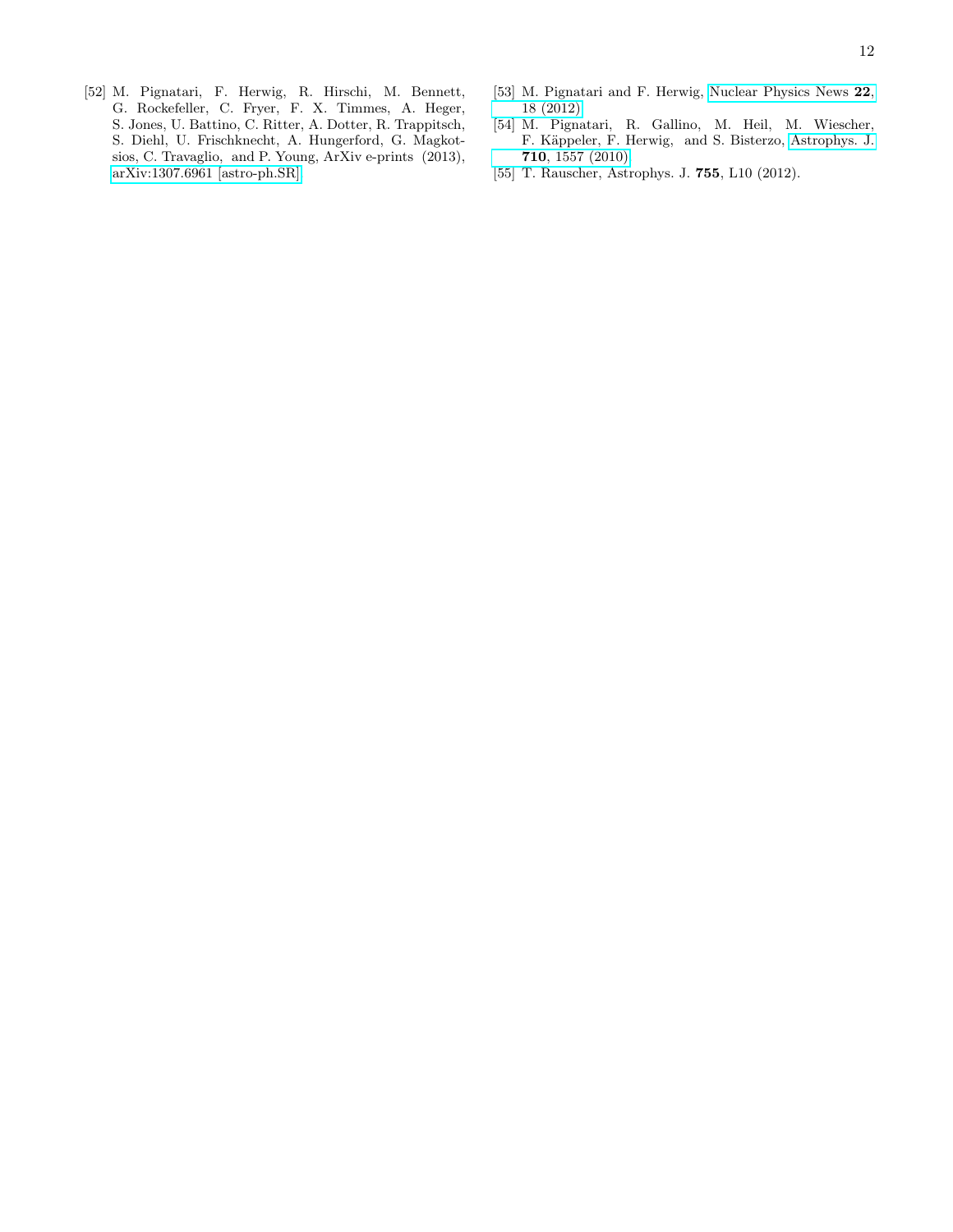[52] M. Pignatari, F. Herwig, R. Hirschi, M. Bennett, G. Rockefeller, C. Fryer, F. X. Timmes, A. Heger, S. Jones, U. Battino, C. Ritter, A. Dotter, R. Trappitsch, S. Diehl, U. Frischknecht, A. Hungerford, G. Magkotsios, C. Travaglio, and P. Young, ArXiv e-prints (2013), arXiv:1307.6961 [astro-ph.SR].

[53] M. Pignatari and F. Herwig, Nuclear Physics News **22**, 18 (2012).

[54] M. Pignatari, R. Gallino, M. Heil, M. Wiescher, F. Käppeler, F. Herwig, and S. Bisterzo, Astrophys. J. **710**, 1557 (2010).

[55] T. Rauscher, Astrophys. J. **755**, L10 (2012).